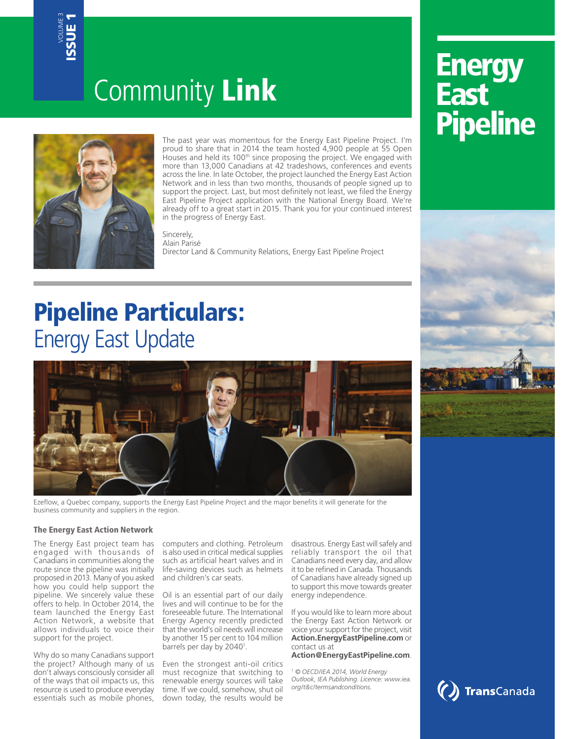VOLUME 3 **ISSUE 1**

# Community **Link**

# Energy East Pipeline

The past year was momentous for the Energy East Pipeline Project. I'm proud to share that in 2014 the team hosted 4,900 people at 55 Open Houses and held its 100th since proposing the project. We engaged with more than 13,000 Canadians at 42 tradeshows, conferences and events across the line. In late October, the project launched the Energy East Action Network and in less than two months, thousands of people signed up to support the project. Last, but most definitely not least, we filed the Energy East Pipeline Project application with the National Energy Board. We're already off to a great start in 2015. Thank you for your continued interest in the progress of Energy East.

Sincerely,
Alain Parisé
Director Land & Community Relations, Energy East Pipeline Project

## **Pipeline Particulars:** Energy East Update

Ezeflow, a Quebec company, supports the Energy East Pipeline Project and the major benefits it will generate for the business community and suppliers in the region.

### The Energy East Action Network

The Energy East project team has engaged with thousands of Canadians in communities along the route since the pipeline was initially proposed in 2013. Many of you asked how you could help support the pipeline. We sincerely value these offers to help. In October 2014, the team launched the Energy East Action Network, a website that allows individuals to voice their support for the project.

Why do so many Canadians support the project? Although many of us don't always consciously consider all of the ways that oil impacts us, this resource is used to produce everyday essentials such as mobile phones, computers and clothing. Petroleum is also used in critical medical supplies such as artificial heart valves and in life-saving devices such as helmets and children's car seats.

Oil is an essential part of our daily lives and will continue to be for the foreseeable future. The International Energy Agency recently predicted that the world's oil needs will increase by another 15 per cent to 104 million barrels per day by 2040[1].

Even the strongest anti-oil critics must recognize that switching to renewable energy sources will take time. If we could, somehow, shut oil down today, the results would be disastrous. Energy East will safely and reliably transport the oil that Canadians need every day, and allow it to be refined in Canada. Thousands of Canadians have already signed up to support this move towards greater energy independence.

If you would like to learn more about the Energy East Action Network or voice your support for the project, visit **Action.EnergyEastPipeline.com** or contact us at **Action@EnergyEastPipeline.com**.

[1] *© OECD/IEA 2014, World Energy Outlook, IEA Publishing. Licence: www.iea.org/t&c/termsandconditions.*

TransCanada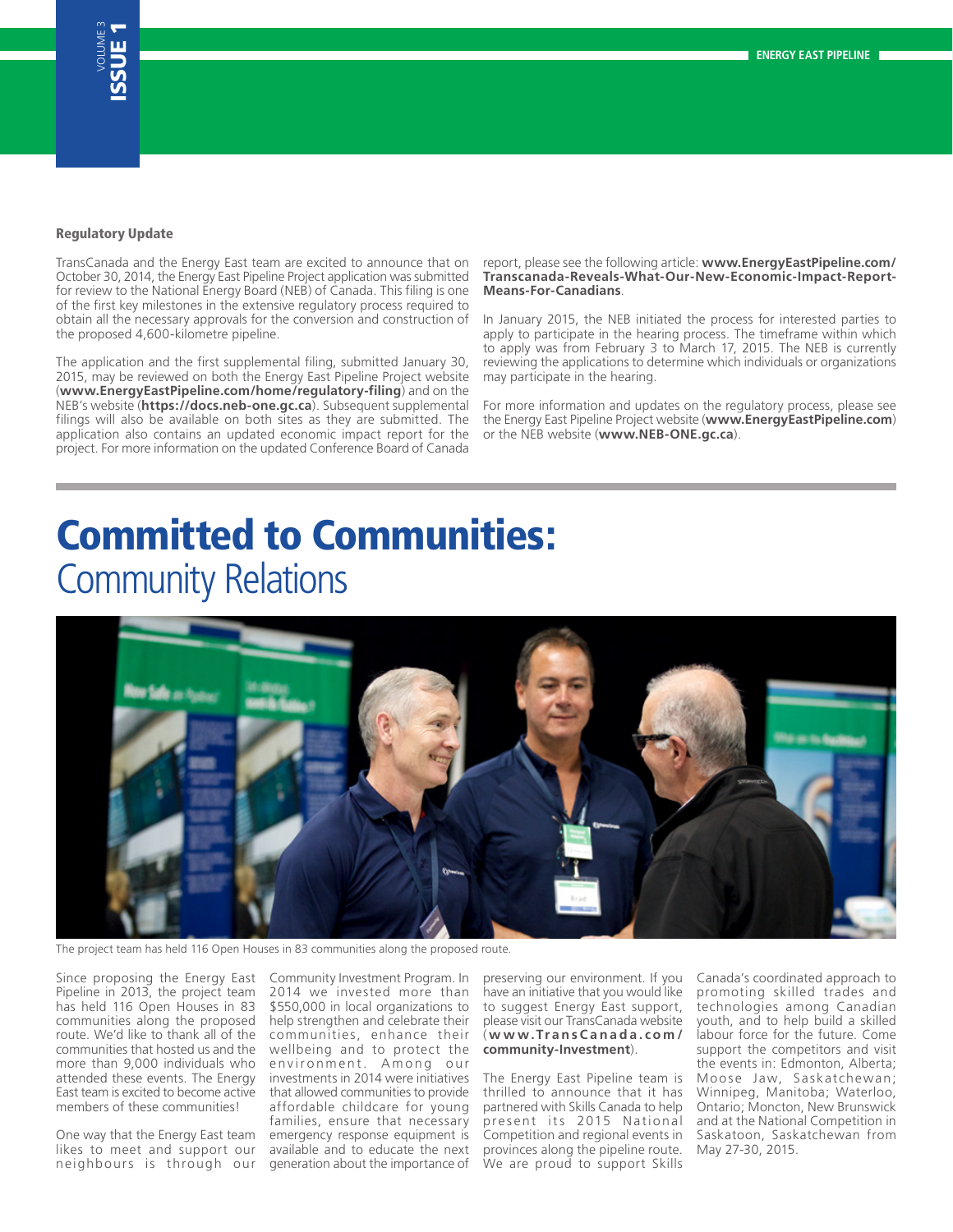### Regulatory Update

TransCanada and the Energy East team are excited to announce that on October 30, 2014, the Energy East Pipeline Project application was submitted for review to the National Energy Board (NEB) of Canada. This filing is one of the first key milestones in the extensive regulatory process required to obtain all the necessary approvals for the conversion and construction of the proposed 4,600-kilometre pipeline.

The application and the first supplemental filing, submitted January 30, 2015, may be reviewed on both the Energy East Pipeline Project website (**www.EnergyEastPipeline.com/home/regulatory-filing**) and on the NEB's website (**https://docs.neb-one.gc.ca**). Subsequent supplemental filings will also be available on both sites as they are submitted. The application also contains an updated economic impact report for the project. For more information on the updated Conference Board of Canada report, please see the following article: **www.EnergyEastPipeline.com/Transcanada-Reveals-What-Our-New-Economic-Impact-Report-Means-For-Canadians**.

In January 2015, the NEB initiated the process for interested parties to apply to participate in the hearing process. The timeframe within which to apply was from February 3 to March 17, 2015. The NEB is currently reviewing the applications to determine which individuals or organizations may participate in the hearing.

For more information and updates on the regulatory process, please see the Energy East Pipeline Project website (**www.EnergyEastPipeline.com**) or the NEB website (**www.NEB-ONE.gc.ca**).

# Committed to Communities:
## Community Relations

The project team has held 116 Open Houses in 83 communities along the proposed route.

Since proposing the Energy East Pipeline in 2013, the project team has held 116 Open Houses in 83 communities along the proposed route. We'd like to thank all of the communities that hosted us and the more than 9,000 individuals who attended these events. The Energy East team is excited to become active members of these communities!

One way that the Energy East team likes to meet and support our neighbours is through our Community Investment Program. In 2014 we invested more than $550,000 in local organizations to help strengthen and celebrate their communities, enhance their wellbeing and to protect the environment. Among our investments in 2014 were initiatives that allowed communities to provide affordable childcare for young families, ensure that necessary emergency response equipment is available and to educate the next generation about the importance of preserving our environment. If you have an initiative that you would like to suggest Energy East support, please visit our TransCanada website (**www.TransCanada.com/community-Investment**).

The Energy East Pipeline team is thrilled to announce that it has partnered with Skills Canada to help present its 2015 National Competition and regional events in provinces along the pipeline route. We are proud to support Skills Canada's coordinated approach to promoting skilled trades and technologies among Canadian youth, and to help build a skilled labour force for the future. Come support the competitors and visit the events in: Edmonton, Alberta; Moose Jaw, Saskatchewan; Winnipeg, Manitoba; Waterloo, Ontario; Moncton, New Brunswick and at the National Competition in Saskatoon, Saskatchewan from May 27-30, 2015.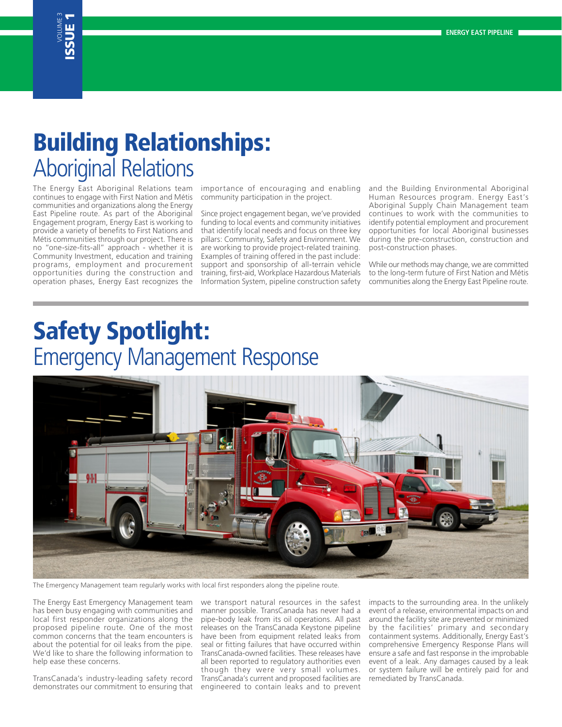# Building Relationships: Aboriginal Relations

The Energy East Aboriginal Relations team continues to engage with First Nation and Métis communities and organizations along the Energy East Pipeline route. As part of the Aboriginal Engagement program, Energy East is working to provide a variety of benefits to First Nations and Métis communities through our project. There is no "one-size-fits-all" approach - whether it is Community Investment, education and training programs, employment and procurement opportunities during the construction and operation phases, Energy East recognizes the importance of encouraging and enabling community participation in the project.

Since project engagement began, we've provided funding to local events and community initiatives that identify local needs and focus on three key pillars: Community, Safety and Environment. We are working to provide project-related training. Examples of training offered in the past include: support and sponsorship of all-terrain vehicle training, first-aid, Workplace Hazardous Materials Information System, pipeline construction safety and the Building Environmental Aboriginal Human Resources program. Energy East's Aboriginal Supply Chain Management team continues to work with the communities to identify potential employment and procurement opportunities for local Aboriginal businesses during the pre-construction, construction and post-construction phases.

While our methods may change, we are committed to the long-term future of First Nation and Métis communities along the Energy East Pipeline route.

# Safety Spotlight: Emergency Management Response

The Emergency Management team regularly works with local first responders along the pipeline route.

The Energy East Emergency Management team has been busy engaging with communities and local first responder organizations along the proposed pipeline route. One of the most common concerns that the team encounters is about the potential for oil leaks from the pipe. We'd like to share the following information to help ease these concerns.

TransCanada's industry-leading safety record demonstrates our commitment to ensuring that we transport natural resources in the safest manner possible. TransCanada has never had a pipe-body leak from its oil operations. All past releases on the TransCanada Keystone pipeline have been from equipment related leaks from seal or fitting failures that have occurred within TransCanada-owned facilities. These releases have all been reported to regulatory authorities even though they were very small volumes. TransCanada's current and proposed facilities are engineered to contain leaks and to prevent impacts to the surrounding area. In the unlikely event of a release, environmental impacts on and around the facility site are prevented or minimized by the facilities' primary and secondary containment systems. Additionally, Energy East's comprehensive Emergency Response Plans will ensure a safe and fast response in the improbable event of a leak. Any damages caused by a leak or system failure will be entirely paid for and remediated by TransCanada.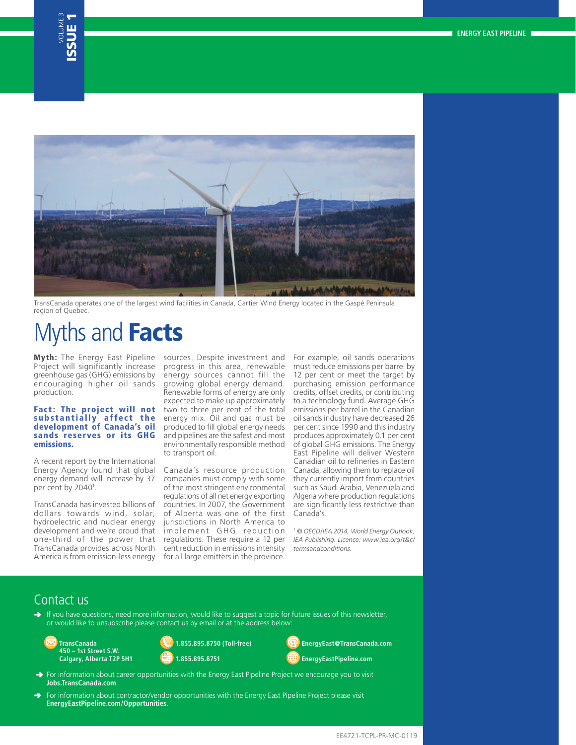TransCanada operates one of the largest wind facilities in Canada, Cartier Wind Energy located in the Gaspé Peninsula region of Quebec.

# Myths and **Facts**

**Myth:** The Energy East Pipeline Project will significantly increase greenhouse gas (GHG) emissions by encouraging higher oil sands production.

**Fact: The project will not substantially affect the development of Canada's oil sands reserves or its GHG emissions.**

A recent report by the International Energy Agency found that global energy demand will increase by 37 per cent by 2040[1].

TransCanada has invested billions of dollars towards wind, solar, hydroelectric and nuclear energy development and we're proud that one-third of the power that TransCanada provides across North America is from emission-less energy sources. Despite investment and progress in this area, renewable energy sources cannot fill the growing global energy demand. Renewable forms of energy are only expected to make up approximately two to three per cent of the total energy mix. Oil and gas must be produced to fill global energy needs and pipelines are the safest and most environmentally responsible method to transport oil.

Canada's resource production companies must comply with some of the most stringent environmental regulations of all net energy exporting countries. In 2007, the Government of Alberta was one of the first jurisdictions in North America to implement GHG reduction regulations. These require a 12 per cent reduction in emissions intensity for all large emitters in the province. For example, oil sands operations must reduce emissions per barrel by 12 per cent or meet the target by purchasing emission performance credits, offset credits, or contributing to a technology fund. Average GHG emissions per barrel in the Canadian oil sands industry have decreased 26 per cent since 1990 and this industry produces approximately 0.1 per cent of global GHG emissions. The Energy East Pipeline will deliver Western Canadian oil to refineries in Eastern Canada, allowing them to replace oil they currently import from countries such as Saudi Arabia, Venezuela and Algeria where production regulations are significantly less restrictive than Canada's.

[1] *© OECD/IEA 2014, World Energy Outlook, IEA Publishing. Licence: www.iea.org/t&c/termsandconditions.*

## Contact us

- If you have questions, need more information, would like to suggest a topic for future issues of this newsletter, or would like to unsubscribe please contact us by email or at the address below:

**TransCanada**
**450 – 1st Street S.W.**
**Calgary, Alberta T2P 5H1**

**1.855.895.8750 (Toll-free)**
**1.855.895.8751**

**EnergyEast@TransCanada.com**
**EnergyEastPipeline.com**

- For information about career opportunities with the Energy East Pipeline Project we encourage you to visit **Jobs.TransCanada.com**.
- For information about contractor/vendor opportunities with the Energy East Pipeline Project please visit **EnergyEastPipeline.com/Opportunities**.

EE4721-TCPL-PR-MC-0119